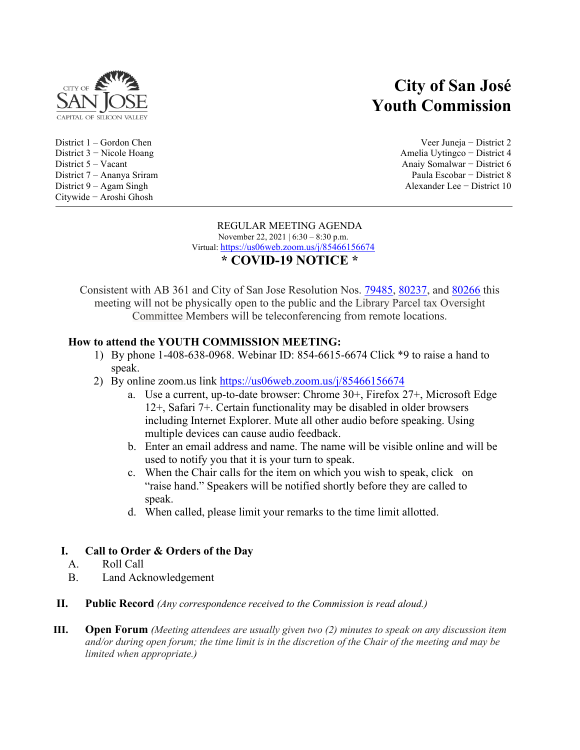# City of San José
# Youth Commission

District 1 – Gordon Chen
Veer Juneja − District 2
District 3 − Nicole Hoang
Amelia Uytingco − District 4
District 5 – Vacant
Anaiy Somalwar − District 6
District 7 – Ananya Sriram
Paula Escobar − District 8
District 9 – Agam Singh
Alexander Lee − District 10
Citywide − Aroshi Ghosh

---

REGULAR MEETING AGENDA
November 22, 2021 | 6:30 – 8:30 p.m.
Virtual: https://us06web.zoom.us/j/85466156674

## * COVID-19 NOTICE *

Consistent with AB 361 and City of San Jose Resolution Nos. 79485, 80237, and 80266 this meeting will not be physically open to the public and the Library Parcel tax Oversight Committee Members will be teleconferencing from remote locations.

**How to attend the YOUTH COMMISSION MEETING:**

1) By phone 1-408-638-0968. Webinar ID: 854-6615-6674 Click *9 to raise a hand to speak.
2) By online zoom.us link https://us06web.zoom.us/j/85466156674
   a. Use a current, up-to-date browser: Chrome 30+, Firefox 27+, Microsoft Edge 12+, Safari 7+. Certain functionality may be disabled in older browsers including Internet Explorer. Mute all other audio before speaking. Using multiple devices can cause audio feedback.
   b. Enter an email address and name. The name will be visible online and will be used to notify you that it is your turn to speak.
   c. When the Chair calls for the item on which you wish to speak, click on "raise hand." Speakers will be notified shortly before they are called to speak.
   d. When called, please limit your remarks to the time limit allotted.

**I. Call to Order & Orders of the Day**

A. Roll Call
B. Land Acknowledgement

**II. Public Record** *(Any correspondence received to the Commission is read aloud.)*

**III. Open Forum** *(Meeting attendees are usually given two (2) minutes to speak on any discussion item and/or during open forum; the time limit is in the discretion of the Chair of the meeting and may be limited when appropriate.)*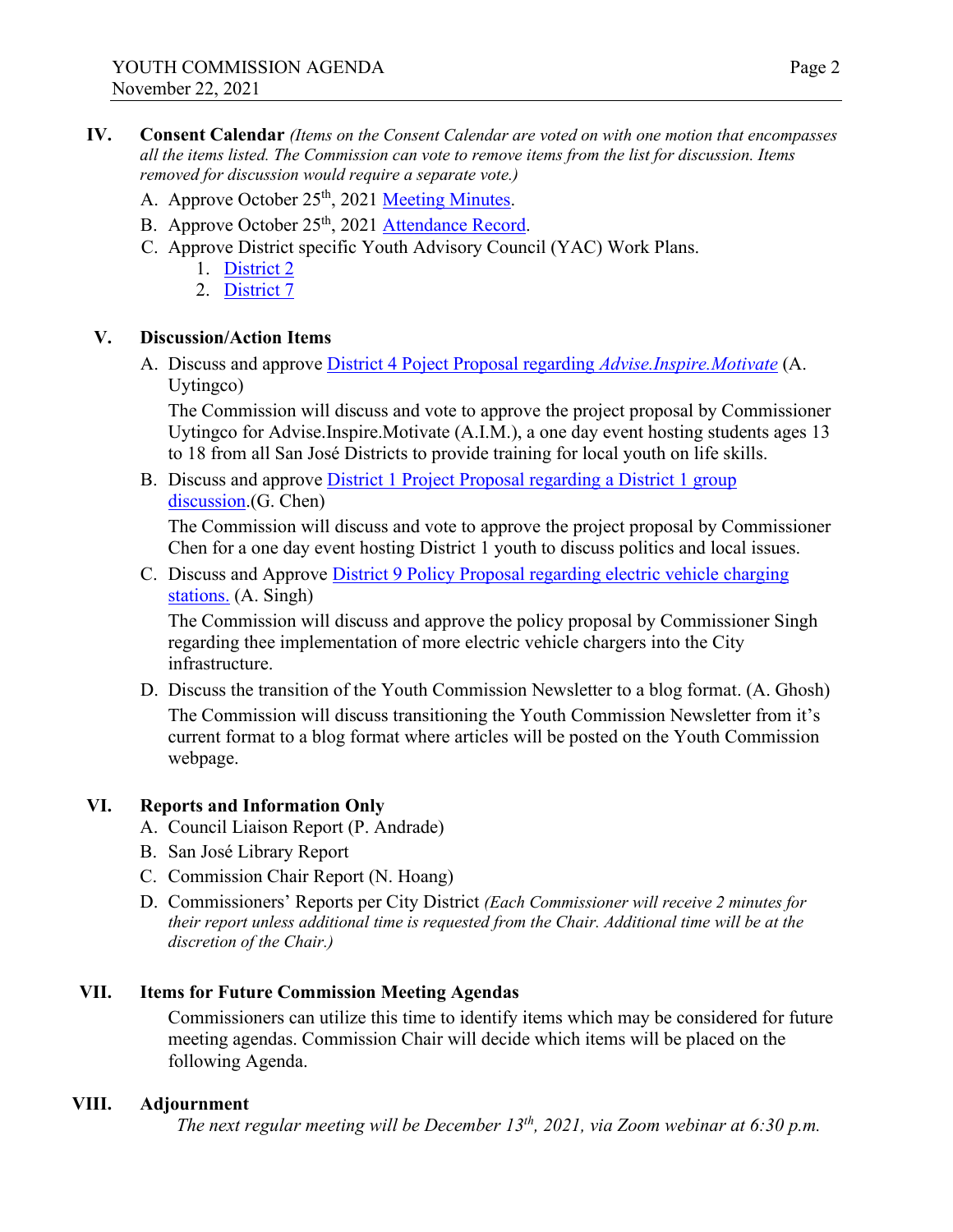## IV. Consent Calendar

*(Items on the Consent Calendar are voted on with one motion that encompasses all the items listed. The Commission can vote to remove items from the list for discussion. Items removed for discussion would require a separate vote.)*

A. Approve October 25th, 2021 Meeting Minutes.

B. Approve October 25th, 2021 Attendance Record.

C. Approve District specific Youth Advisory Council (YAC) Work Plans.

1. District 2
2. District 7

## V. Discussion/Action Items

A. Discuss and approve District 4 Poject Proposal regarding *Advise.Inspire.Motivate* (A. Uytingco)

The Commission will discuss and vote to approve the project proposal by Commissioner Uytingco for Advise.Inspire.Motivate (A.I.M.), a one day event hosting students ages 13 to 18 from all San José Districts to provide training for local youth on life skills.

B. Discuss and approve District 1 Project Proposal regarding a District 1 group discussion.(G. Chen)

The Commission will discuss and vote to approve the project proposal by Commissioner Chen for a one day event hosting District 1 youth to discuss politics and local issues.

C. Discuss and Approve District 9 Policy Proposal regarding electric vehicle charging stations. (A. Singh)

The Commission will discuss and approve the policy proposal by Commissioner Singh regarding thee implementation of more electric vehicle chargers into the City infrastructure.

D. Discuss the transition of the Youth Commission Newsletter to a blog format. (A. Ghosh)

The Commission will discuss transitioning the Youth Commission Newsletter from it's current format to a blog format where articles will be posted on the Youth Commission webpage.

## VI. Reports and Information Only

A. Council Liaison Report (P. Andrade)

B. San José Library Report

C. Commission Chair Report (N. Hoang)

D. Commissioners' Reports per City District *(Each Commissioner will receive 2 minutes for their report unless additional time is requested from the Chair. Additional time will be at the discretion of the Chair.)*

## VII. Items for Future Commission Meeting Agendas

Commissioners can utilize this time to identify items which may be considered for future meeting agendas. Commission Chair will decide which items will be placed on the following Agenda.

## VIII. Adjournment

*The next regular meeting will be December 13th, 2021, via Zoom webinar at 6:30 p.m.*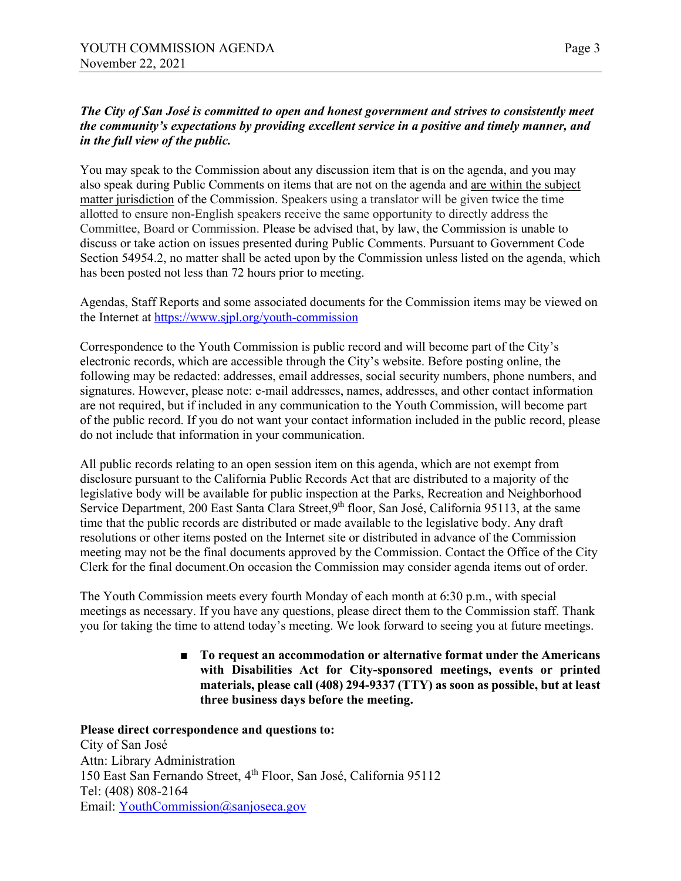***The City of San José is committed to open and honest government and strives to consistently meet the community's expectations by providing excellent service in a positive and timely manner, and in the full view of the public.***

You may speak to the Commission about any discussion item that is on the agenda, and you may also speak during Public Comments on items that are not on the agenda and <u>are within the subject matter jurisdiction</u> of the Commission. Speakers using a translator will be given twice the time allotted to ensure non-English speakers receive the same opportunity to directly address the Committee, Board or Commission. Please be advised that, by law, the Commission is unable to discuss or take action on issues presented during Public Comments. Pursuant to Government Code Section 54954.2, no matter shall be acted upon by the Commission unless listed on the agenda, which has been posted not less than 72 hours prior to meeting.

Agendas, Staff Reports and some associated documents for the Commission items may be viewed on the Internet at [https://www.sjpl.org/youth-commission](https://www.sjpl.org/youth-commission)

Correspondence to the Youth Commission is public record and will become part of the City's electronic records, which are accessible through the City's website. Before posting online, the following may be redacted: addresses, email addresses, social security numbers, phone numbers, and signatures. However, please note: e-mail addresses, names, addresses, and other contact information are not required, but if included in any communication to the Youth Commission, will become part of the public record. If you do not want your contact information included in the public record, please do not include that information in your communication.

All public records relating to an open session item on this agenda, which are not exempt from disclosure pursuant to the California Public Records Act that are distributed to a majority of the legislative body will be available for public inspection at the Parks, Recreation and Neighborhood Service Department, 200 East Santa Clara Street,9th floor, San José, California 95113, at the same time that the public records are distributed or made available to the legislative body. Any draft resolutions or other items posted on the Internet site or distributed in advance of the Commission meeting may not be the final documents approved by the Commission. Contact the Office of the City Clerk for the final document.On occasion the Commission may consider agenda items out of order.

The Youth Commission meets every fourth Monday of each month at 6:30 p.m., with special meetings as necessary. If you have any questions, please direct them to the Commission staff. Thank you for taking the time to attend today's meeting. We look forward to seeing you at future meetings.

- **To request an accommodation or alternative format under the Americans with Disabilities Act for City-sponsored meetings, events or printed materials, please call (408) 294-9337 (TTY) as soon as possible, but at least three business days before the meeting.**

**Please direct correspondence and questions to:**
City of San José
Attn: Library Administration
150 East San Fernando Street, 4th Floor, San José, California 95112
Tel: (408) 808-2164
Email: [YouthCommission@sanjoseca.gov](mailto:YouthCommission@sanjoseca.gov)